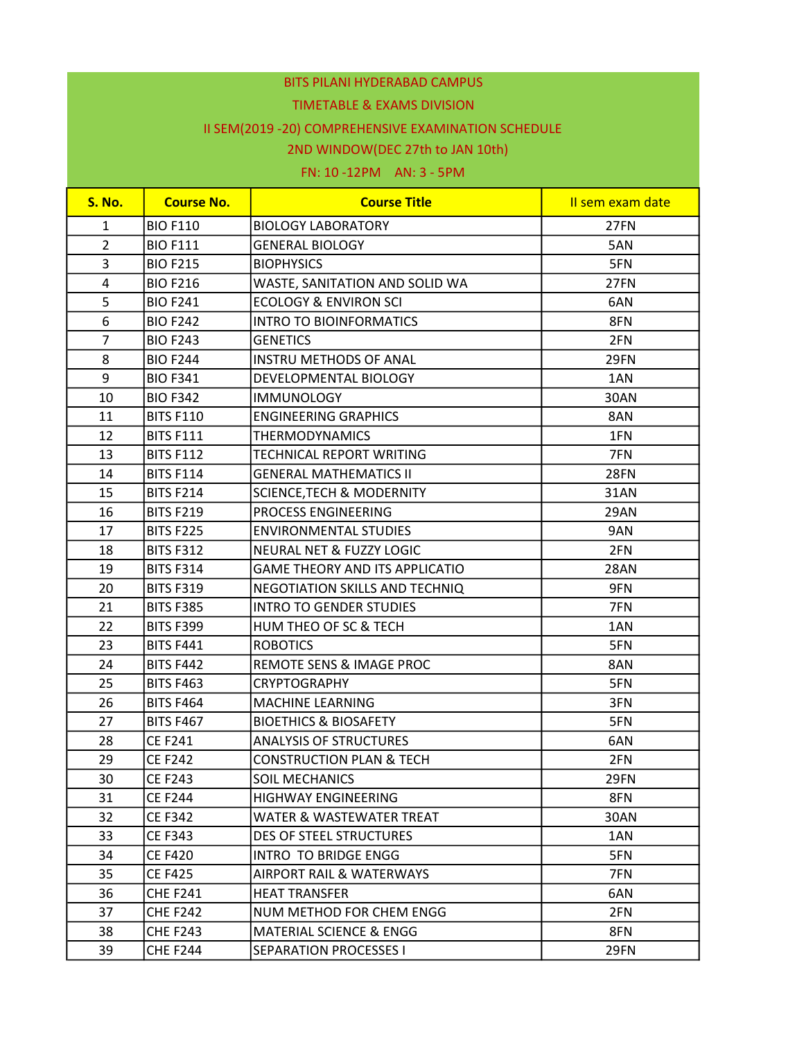BITS PILANI HYDERABAD CAMPUS

TIMETABLE & EXAMS DIVISION

II SEM(2019 -20) COMPREHENSIVE EXAMINATION SCHEDULE

2ND WINDOW(DEC 27th to JAN 10th)

FN: 10 -12PM AN: 3 - 5PM

| S. No. | Course No. | Course Title | II sem exam date |
|---|---|---|---|
| 1 | BIO F110 | BIOLOGY LABORATORY | 27FN |
| 2 | BIO F111 | GENERAL BIOLOGY | 5AN |
| 3 | BIO F215 | BIOPHYSICS | 5FN |
| 4 | BIO F216 | WASTE, SANITATION AND SOLID WA | 27FN |
| 5 | BIO F241 | ECOLOGY & ENVIRON SCI | 6AN |
| 6 | BIO F242 | INTRO TO BIOINFORMATICS | 8FN |
| 7 | BIO F243 | GENETICS | 2FN |
| 8 | BIO F244 | INSTRU METHODS OF ANAL | 29FN |
| 9 | BIO F341 | DEVELOPMENTAL BIOLOGY | 1AN |
| 10 | BIO F342 | IMMUNOLOGY | 30AN |
| 11 | BITS F110 | ENGINEERING GRAPHICS | 8AN |
| 12 | BITS F111 | THERMODYNAMICS | 1FN |
| 13 | BITS F112 | TECHNICAL REPORT WRITING | 7FN |
| 14 | BITS F114 | GENERAL MATHEMATICS II | 28FN |
| 15 | BITS F214 | SCIENCE,TECH & MODERNITY | 31AN |
| 16 | BITS F219 | PROCESS ENGINEERING | 29AN |
| 17 | BITS F225 | ENVIRONMENTAL STUDIES | 9AN |
| 18 | BITS F312 | NEURAL NET & FUZZY LOGIC | 2FN |
| 19 | BITS F314 | GAME THEORY AND ITS APPLICATIO | 28AN |
| 20 | BITS F319 | NEGOTIATION SKILLS AND TECHNIQ | 9FN |
| 21 | BITS F385 | INTRO TO GENDER STUDIES | 7FN |
| 22 | BITS F399 | HUM THEO OF SC & TECH | 1AN |
| 23 | BITS F441 | ROBOTICS | 5FN |
| 24 | BITS F442 | REMOTE SENS & IMAGE PROC | 8AN |
| 25 | BITS F463 | CRYPTOGRAPHY | 5FN |
| 26 | BITS F464 | MACHINE LEARNING | 3FN |
| 27 | BITS F467 | BIOETHICS & BIOSAFETY | 5FN |
| 28 | CE F241 | ANALYSIS OF STRUCTURES | 6AN |
| 29 | CE F242 | CONSTRUCTION PLAN & TECH | 2FN |
| 30 | CE F243 | SOIL MECHANICS | 29FN |
| 31 | CE F244 | HIGHWAY ENGINEERING | 8FN |
| 32 | CE F342 | WATER & WASTEWATER TREAT | 30AN |
| 33 | CE F343 | DES OF STEEL STRUCTURES | 1AN |
| 34 | CE F420 | INTRO TO BRIDGE ENGG | 5FN |
| 35 | CE F425 | AIRPORT RAIL & WATERWAYS | 7FN |
| 36 | CHE F241 | HEAT TRANSFER | 6AN |
| 37 | CHE F242 | NUM METHOD FOR CHEM ENGG | 2FN |
| 38 | CHE F243 | MATERIAL SCIENCE & ENGG | 8FN |
| 39 | CHE F244 | SEPARATION PROCESSES I | 29FN |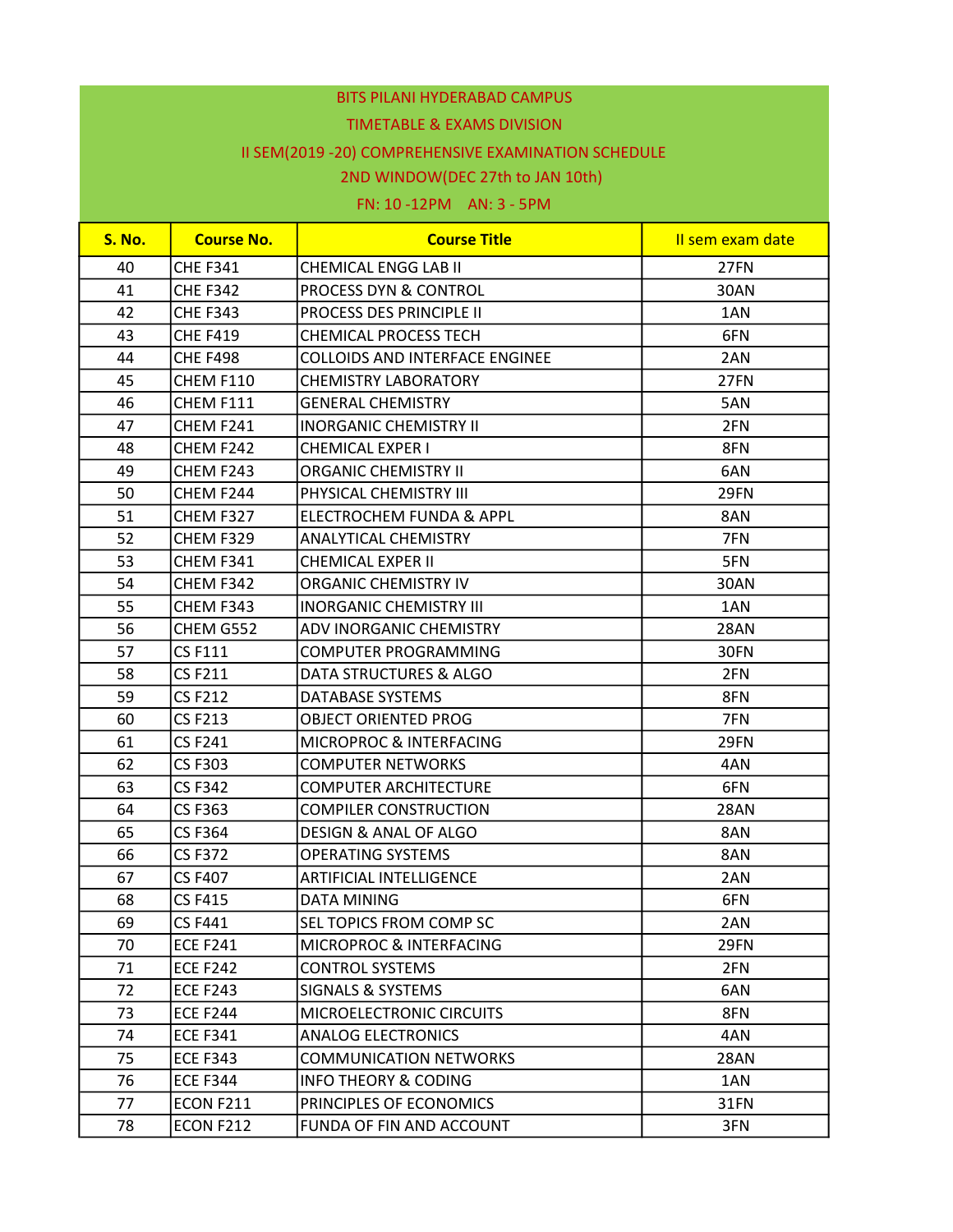BITS PILANI HYDERABAD CAMPUS

TIMETABLE & EXAMS DIVISION

II SEM(2019 -20) COMPREHENSIVE EXAMINATION SCHEDULE

2ND WINDOW(DEC 27th to JAN 10th)

FN: 10 -12PM AN: 3 - 5PM

| S. No. | Course No. | Course Title | II sem exam date |
|---|---|---|---|
| 40 | CHE F341 | CHEMICAL ENGG LAB II | 27FN |
| 41 | CHE F342 | PROCESS DYN & CONTROL | 30AN |
| 42 | CHE F343 | PROCESS DES PRINCIPLE II | 1AN |
| 43 | CHE F419 | CHEMICAL PROCESS TECH | 6FN |
| 44 | CHE F498 | COLLOIDS AND INTERFACE ENGINEE | 2AN |
| 45 | CHEM F110 | CHEMISTRY LABORATORY | 27FN |
| 46 | CHEM F111 | GENERAL CHEMISTRY | 5AN |
| 47 | CHEM F241 | INORGANIC CHEMISTRY II | 2FN |
| 48 | CHEM F242 | CHEMICAL EXPER I | 8FN |
| 49 | CHEM F243 | ORGANIC CHEMISTRY II | 6AN |
| 50 | CHEM F244 | PHYSICAL CHEMISTRY III | 29FN |
| 51 | CHEM F327 | ELECTROCHEM FUNDA & APPL | 8AN |
| 52 | CHEM F329 | ANALYTICAL CHEMISTRY | 7FN |
| 53 | CHEM F341 | CHEMICAL EXPER II | 5FN |
| 54 | CHEM F342 | ORGANIC CHEMISTRY IV | 30AN |
| 55 | CHEM F343 | INORGANIC CHEMISTRY III | 1AN |
| 56 | CHEM G552 | ADV INORGANIC CHEMISTRY | 28AN |
| 57 | CS F111 | COMPUTER PROGRAMMING | 30FN |
| 58 | CS F211 | DATA STRUCTURES & ALGO | 2FN |
| 59 | CS F212 | DATABASE SYSTEMS | 8FN |
| 60 | CS F213 | OBJECT ORIENTED PROG | 7FN |
| 61 | CS F241 | MICROPROC & INTERFACING | 29FN |
| 62 | CS F303 | COMPUTER NETWORKS | 4AN |
| 63 | CS F342 | COMPUTER ARCHITECTURE | 6FN |
| 64 | CS F363 | COMPILER CONSTRUCTION | 28AN |
| 65 | CS F364 | DESIGN & ANAL OF ALGO | 8AN |
| 66 | CS F372 | OPERATING SYSTEMS | 8AN |
| 67 | CS F407 | ARTIFICIAL INTELLIGENCE | 2AN |
| 68 | CS F415 | DATA MINING | 6FN |
| 69 | CS F441 | SEL TOPICS FROM COMP SC | 2AN |
| 70 | ECE F241 | MICROPROC & INTERFACING | 29FN |
| 71 | ECE F242 | CONTROL SYSTEMS | 2FN |
| 72 | ECE F243 | SIGNALS & SYSTEMS | 6AN |
| 73 | ECE F244 | MICROELECTRONIC CIRCUITS | 8FN |
| 74 | ECE F341 | ANALOG ELECTRONICS | 4AN |
| 75 | ECE F343 | COMMUNICATION NETWORKS | 28AN |
| 76 | ECE F344 | INFO THEORY & CODING | 1AN |
| 77 | ECON F211 | PRINCIPLES OF ECONOMICS | 31FN |
| 78 | ECON F212 | FUNDA OF FIN AND ACCOUNT | 3FN |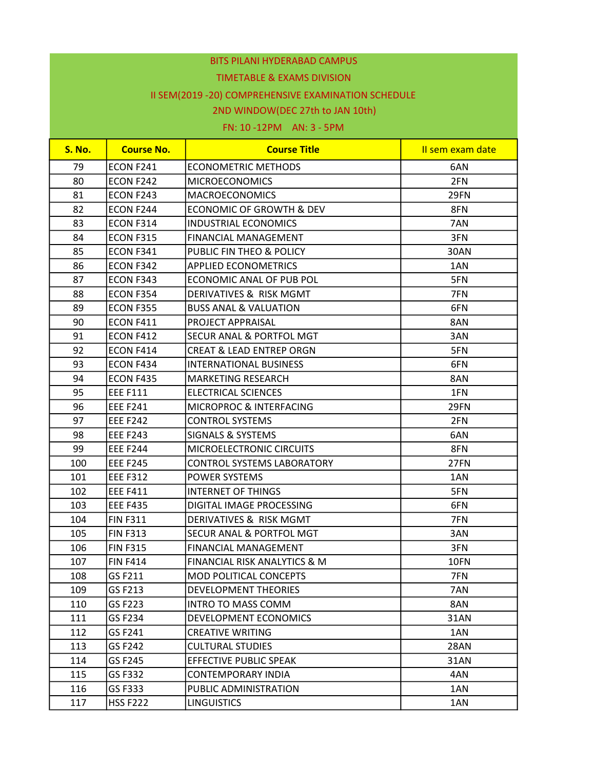BITS PILANI HYDERABAD CAMPUS

TIMETABLE & EXAMS DIVISION

II SEM(2019 -20) COMPREHENSIVE EXAMINATION SCHEDULE

2ND WINDOW(DEC 27th to JAN 10th)

FN: 10 -12PM AN: 3 - 5PM

| S. No. | Course No. | Course Title | II sem exam date |
|---|---|---|---|
| 79 | ECON F241 | ECONOMETRIC METHODS | 6AN |
| 80 | ECON F242 | MICROECONOMICS | 2FN |
| 81 | ECON F243 | MACROECONOMICS | 29FN |
| 82 | ECON F244 | ECONOMIC OF GROWTH & DEV | 8FN |
| 83 | ECON F314 | INDUSTRIAL ECONOMICS | 7AN |
| 84 | ECON F315 | FINANCIAL MANAGEMENT | 3FN |
| 85 | ECON F341 | PUBLIC FIN THEO & POLICY | 30AN |
| 86 | ECON F342 | APPLIED ECONOMETRICS | 1AN |
| 87 | ECON F343 | ECONOMIC ANAL OF PUB POL | 5FN |
| 88 | ECON F354 | DERIVATIVES & RISK MGMT | 7FN |
| 89 | ECON F355 | BUSS ANAL & VALUATION | 6FN |
| 90 | ECON F411 | PROJECT APPRAISAL | 8AN |
| 91 | ECON F412 | SECUR ANAL & PORTFOL MGT | 3AN |
| 92 | ECON F414 | CREAT & LEAD ENTREP ORGN | 5FN |
| 93 | ECON F434 | INTERNATIONAL BUSINESS | 6FN |
| 94 | ECON F435 | MARKETING RESEARCH | 8AN |
| 95 | EEE F111 | ELECTRICAL SCIENCES | 1FN |
| 96 | EEE F241 | MICROPROC & INTERFACING | 29FN |
| 97 | EEE F242 | CONTROL SYSTEMS | 2FN |
| 98 | EEE F243 | SIGNALS & SYSTEMS | 6AN |
| 99 | EEE F244 | MICROELECTRONIC CIRCUITS | 8FN |
| 100 | EEE F245 | CONTROL SYSTEMS LABORATORY | 27FN |
| 101 | EEE F312 | POWER SYSTEMS | 1AN |
| 102 | EEE F411 | INTERNET OF THINGS | 5FN |
| 103 | EEE F435 | DIGITAL IMAGE PROCESSING | 6FN |
| 104 | FIN F311 | DERIVATIVES & RISK MGMT | 7FN |
| 105 | FIN F313 | SECUR ANAL & PORTFOL MGT | 3AN |
| 106 | FIN F315 | FINANCIAL MANAGEMENT | 3FN |
| 107 | FIN F414 | FINANCIAL RISK ANALYTICS & M | 10FN |
| 108 | GS F211 | MOD POLITICAL CONCEPTS | 7FN |
| 109 | GS F213 | DEVELOPMENT THEORIES | 7AN |
| 110 | GS F223 | INTRO TO MASS COMM | 8AN |
| 111 | GS F234 | DEVELOPMENT ECONOMICS | 31AN |
| 112 | GS F241 | CREATIVE WRITING | 1AN |
| 113 | GS F242 | CULTURAL STUDIES | 28AN |
| 114 | GS F245 | EFFECTIVE PUBLIC SPEAK | 31AN |
| 115 | GS F332 | CONTEMPORARY INDIA | 4AN |
| 116 | GS F333 | PUBLIC ADMINISTRATION | 1AN |
| 117 | HSS F222 | LINGUISTICS | 1AN |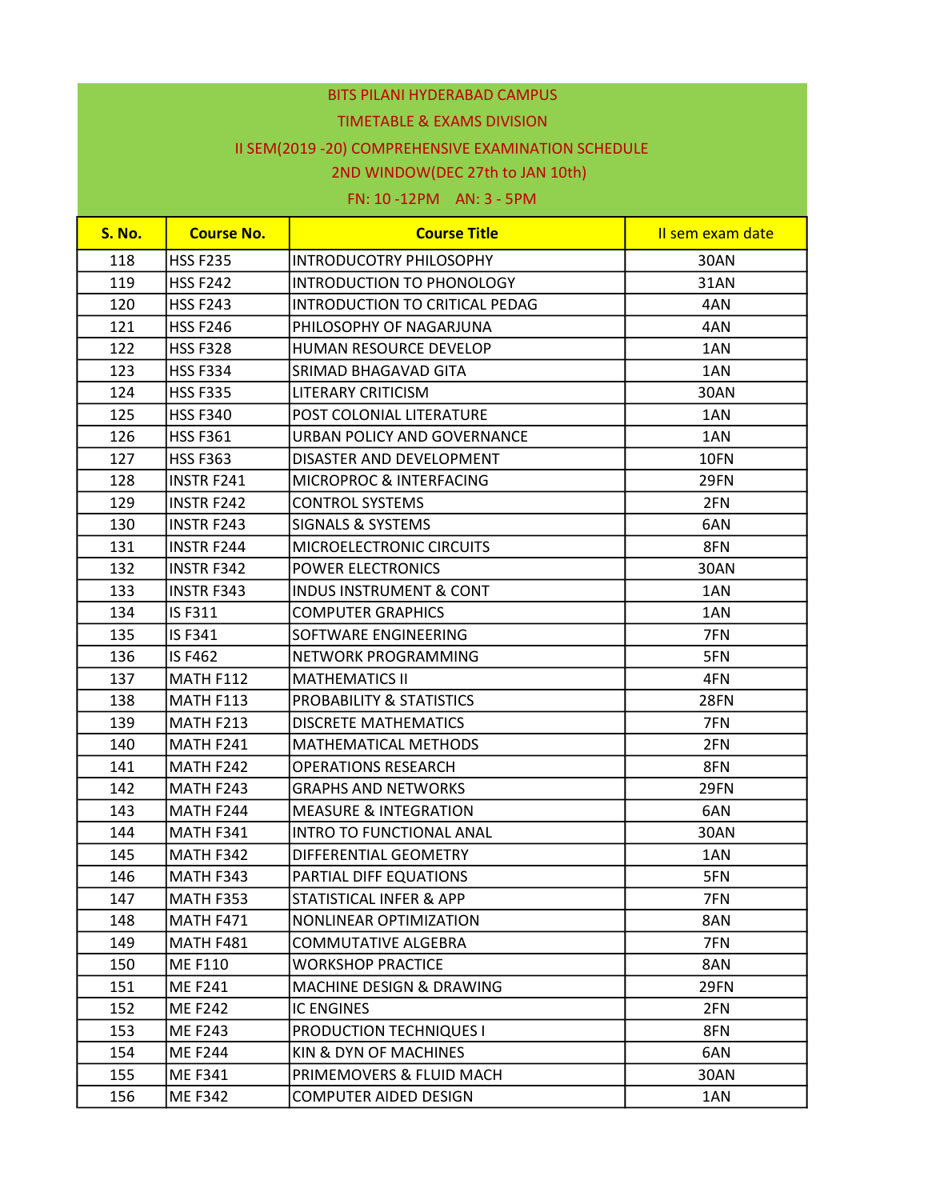BITS PILANI HYDERABAD CAMPUS

TIMETABLE & EXAMS DIVISION

II SEM(2019 -20) COMPREHENSIVE EXAMINATION SCHEDULE

2ND WINDOW(DEC 27th to JAN 10th)

FN: 10 -12PM AN: 3 - 5PM

| S. No. | Course No. | Course Title | II sem exam date |
|---|---|---|---|
| 118 | HSS F235 | INTRODUCOTRY PHILOSOPHY | 30AN |
| 119 | HSS F242 | INTRODUCTION TO PHONOLOGY | 31AN |
| 120 | HSS F243 | INTRODUCTION TO CRITICAL PEDAG | 4AN |
| 121 | HSS F246 | PHILOSOPHY OF NAGARJUNA | 4AN |
| 122 | HSS F328 | HUMAN RESOURCE DEVELOP | 1AN |
| 123 | HSS F334 | SRIMAD BHAGAVAD GITA | 1AN |
| 124 | HSS F335 | LITERARY CRITICISM | 30AN |
| 125 | HSS F340 | POST COLONIAL LITERATURE | 1AN |
| 126 | HSS F361 | URBAN POLICY AND GOVERNANCE | 1AN |
| 127 | HSS F363 | DISASTER AND DEVELOPMENT | 10FN |
| 128 | INSTR F241 | MICROPROC & INTERFACING | 29FN |
| 129 | INSTR F242 | CONTROL SYSTEMS | 2FN |
| 130 | INSTR F243 | SIGNALS & SYSTEMS | 6AN |
| 131 | INSTR F244 | MICROELECTRONIC CIRCUITS | 8FN |
| 132 | INSTR F342 | POWER ELECTRONICS | 30AN |
| 133 | INSTR F343 | INDUS INSTRUMENT & CONT | 1AN |
| 134 | IS F311 | COMPUTER GRAPHICS | 1AN |
| 135 | IS F341 | SOFTWARE ENGINEERING | 7FN |
| 136 | IS F462 | NETWORK PROGRAMMING | 5FN |
| 137 | MATH F112 | MATHEMATICS II | 4FN |
| 138 | MATH F113 | PROBABILITY & STATISTICS | 28FN |
| 139 | MATH F213 | DISCRETE MATHEMATICS | 7FN |
| 140 | MATH F241 | MATHEMATICAL METHODS | 2FN |
| 141 | MATH F242 | OPERATIONS RESEARCH | 8FN |
| 142 | MATH F243 | GRAPHS AND NETWORKS | 29FN |
| 143 | MATH F244 | MEASURE & INTEGRATION | 6AN |
| 144 | MATH F341 | INTRO TO FUNCTIONAL ANAL | 30AN |
| 145 | MATH F342 | DIFFERENTIAL GEOMETRY | 1AN |
| 146 | MATH F343 | PARTIAL DIFF EQUATIONS | 5FN |
| 147 | MATH F353 | STATISTICAL INFER & APP | 7FN |
| 148 | MATH F471 | NONLINEAR OPTIMIZATION | 8AN |
| 149 | MATH F481 | COMMUTATIVE ALGEBRA | 7FN |
| 150 | ME F110 | WORKSHOP PRACTICE | 8AN |
| 151 | ME F241 | MACHINE DESIGN & DRAWING | 29FN |
| 152 | ME F242 | IC ENGINES | 2FN |
| 153 | ME F243 | PRODUCTION TECHNIQUES I | 8FN |
| 154 | ME F244 | KIN & DYN OF MACHINES | 6AN |
| 155 | ME F341 | PRIMEMOVERS & FLUID MACH | 30AN |
| 156 | ME F342 | COMPUTER AIDED DESIGN | 1AN |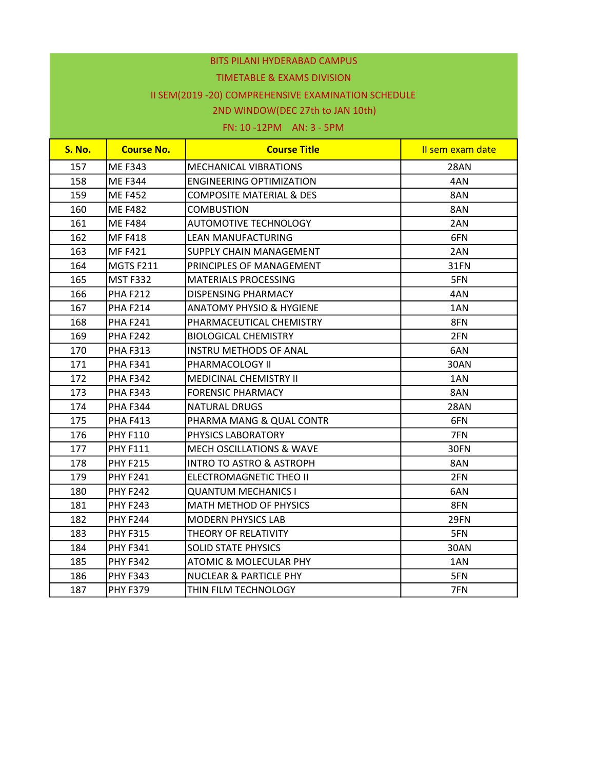BITS PILANI HYDERABAD CAMPUS

TIMETABLE & EXAMS DIVISION

II SEM(2019 -20) COMPREHENSIVE EXAMINATION SCHEDULE

2ND WINDOW(DEC 27th to JAN 10th)

FN: 10 -12PM AN: 3 - 5PM

| S. No. | Course No. | Course Title | II sem exam date |
|---|---|---|---|
| 157 | ME F343 | MECHANICAL VIBRATIONS | 28AN |
| 158 | ME F344 | ENGINEERING OPTIMIZATION | 4AN |
| 159 | ME F452 | COMPOSITE MATERIAL & DES | 8AN |
| 160 | ME F482 | COMBUSTION | 8AN |
| 161 | ME F484 | AUTOMOTIVE TECHNOLOGY | 2AN |
| 162 | MF F418 | LEAN MANUFACTURING | 6FN |
| 163 | MF F421 | SUPPLY CHAIN MANAGEMENT | 2AN |
| 164 | MGTS F211 | PRINCIPLES OF MANAGEMENT | 31FN |
| 165 | MST F332 | MATERIALS PROCESSING | 5FN |
| 166 | PHA F212 | DISPENSING PHARMACY | 4AN |
| 167 | PHA F214 | ANATOMY PHYSIO & HYGIENE | 1AN |
| 168 | PHA F241 | PHARMACEUTICAL CHEMISTRY | 8FN |
| 169 | PHA F242 | BIOLOGICAL CHEMISTRY | 2FN |
| 170 | PHA F313 | INSTRU METHODS OF ANAL | 6AN |
| 171 | PHA F341 | PHARMACOLOGY II | 30AN |
| 172 | PHA F342 | MEDICINAL CHEMISTRY II | 1AN |
| 173 | PHA F343 | FORENSIC PHARMACY | 8AN |
| 174 | PHA F344 | NATURAL DRUGS | 28AN |
| 175 | PHA F413 | PHARMA MANG & QUAL CONTR | 6FN |
| 176 | PHY F110 | PHYSICS LABORATORY | 7FN |
| 177 | PHY F111 | MECH OSCILLATIONS & WAVE | 30FN |
| 178 | PHY F215 | INTRO TO ASTRO & ASTROPH | 8AN |
| 179 | PHY F241 | ELECTROMAGNETIC THEO II | 2FN |
| 180 | PHY F242 | QUANTUM MECHANICS I | 6AN |
| 181 | PHY F243 | MATH METHOD OF PHYSICS | 8FN |
| 182 | PHY F244 | MODERN PHYSICS LAB | 29FN |
| 183 | PHY F315 | THEORY OF RELATIVITY | 5FN |
| 184 | PHY F341 | SOLID STATE PHYSICS | 30AN |
| 185 | PHY F342 | ATOMIC & MOLECULAR PHY | 1AN |
| 186 | PHY F343 | NUCLEAR & PARTICLE PHY | 5FN |
| 187 | PHY F379 | THIN FILM TECHNOLOGY | 7FN |